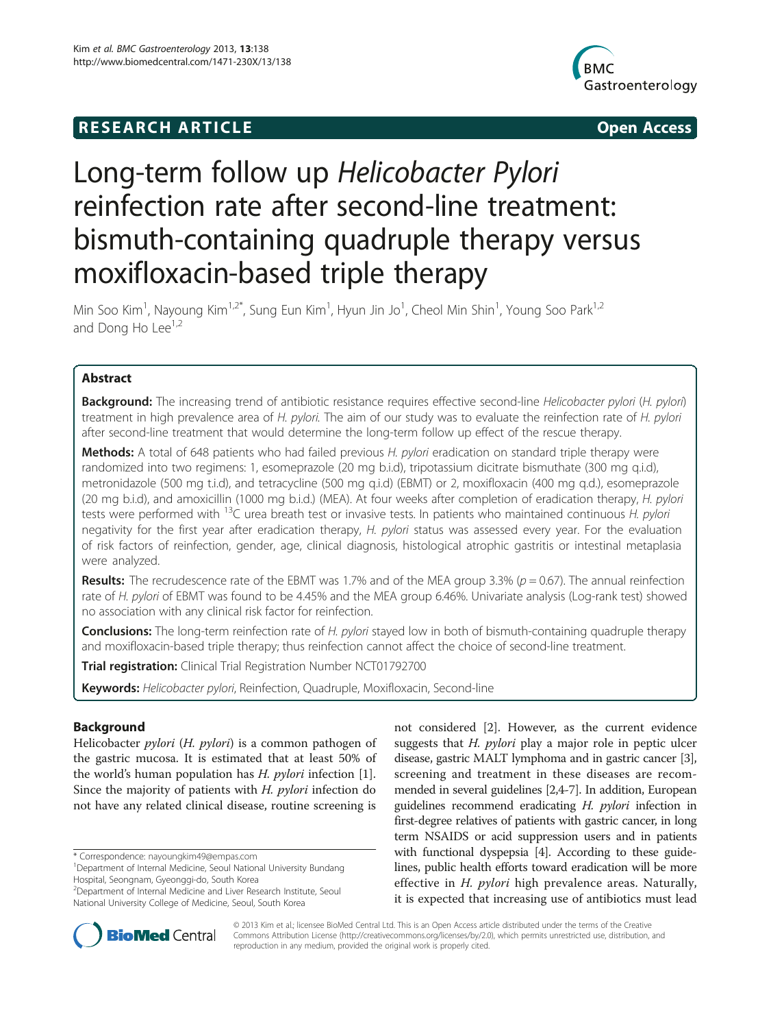# Long-term follow up *Helicobacter Pylori* reinfection rate after second-line treatment: bismuth-containing quadruple therapy versus moxifloxacin-based triple therapy

Min Soo Kim[1], Nayoung Kim[1,2*], Sung Eun Kim[1], Hyun Jin Jo[1], Cheol Min Shin[1], Young Soo Park[1,2] and Dong Ho Lee[1,2]

## Abstract

**Background:** The increasing trend of antibiotic resistance requires effective second-line *Helicobacter pylori* (*H. pylori*) treatment in high prevalence area of *H. pylori*. The aim of our study was to evaluate the reinfection rate of *H. pylori* after second-line treatment that would determine the long-term follow up effect of the rescue therapy.

**Methods:** A total of 648 patients who had failed previous *H. pylori* eradication on standard triple therapy were randomized into two regimens: 1, esomeprazole (20 mg b.i.d), tripotassium dicitrate bismuthate (300 mg q.i.d), metronidazole (500 mg t.i.d), and tetracycline (500 mg q.i.d) (EBMT) or 2, moxifloxacin (400 mg q.d.), esomeprazole (20 mg b.i.d), and amoxicillin (1000 mg b.i.d.) (MEA). At four weeks after completion of eradication therapy, *H. pylori* tests were performed with $^{13}$C urea breath test or invasive tests. In patients who maintained continuous *H. pylori* negativity for the first year after eradication therapy, *H. pylori* status was assessed every year. For the evaluation of risk factors of reinfection, gender, age, clinical diagnosis, histological atrophic gastritis or intestinal metaplasia were analyzed.

**Results:** The recrudescence rate of the EBMT was 1.7% and of the MEA group 3.3% ($p = 0.67$). The annual reinfection rate of *H. pylori* of EBMT was found to be 4.45% and the MEA group 6.46%. Univariate analysis (Log-rank test) showed no association with any clinical risk factor for reinfection.

**Conclusions:** The long-term reinfection rate of *H. pylori* stayed low in both of bismuth-containing quadruple therapy and moxifloxacin-based triple therapy; thus reinfection cannot affect the choice of second-line treatment.

**Trial registration:** Clinical Trial Registration Number NCT01792700

**Keywords:** *Helicobacter pylori*, Reinfection, Quadruple, Moxifloxacin, Second-line

## Background

Helicobacter *pylori* (*H. pylori*) is a common pathogen of the gastric mucosa. It is estimated that at least 50% of the world's human population has *H. pylori* infection [1]. Since the majority of patients with *H. pylori* infection do not have any related clinical disease, routine screening is not considered [2]. However, as the current evidence suggests that *H. pylori* play a major role in peptic ulcer disease, gastric MALT lymphoma and in gastric cancer [3], screening and treatment in these diseases are recommended in several guidelines [2,4-7]. In addition, European guidelines recommend eradicating *H. pylori* infection in first-degree relatives of patients with gastric cancer, in long term NSAIDS or acid suppression users and in patients with functional dyspepsia [4]. According to these guidelines, public health efforts toward eradication will be more effective in *H. pylori* high prevalence areas. Naturally, it is expected that increasing use of antibiotics must lead

\* Correspondence: nayoungkim49@empas.com
[1]Department of Internal Medicine, Seoul National University Bundang Hospital, Seongnam, Gyeonggi-do, South Korea
[2]Department of Internal Medicine and Liver Research Institute, Seoul National University College of Medicine, Seoul, South Korea

© 2013 Kim et al.; licensee BioMed Central Ltd. This is an Open Access article distributed under the terms of the Creative Commons Attribution License (http://creativecommons.org/licenses/by/2.0), which permits unrestricted use, distribution, and reproduction in any medium, provided the original work is properly cited.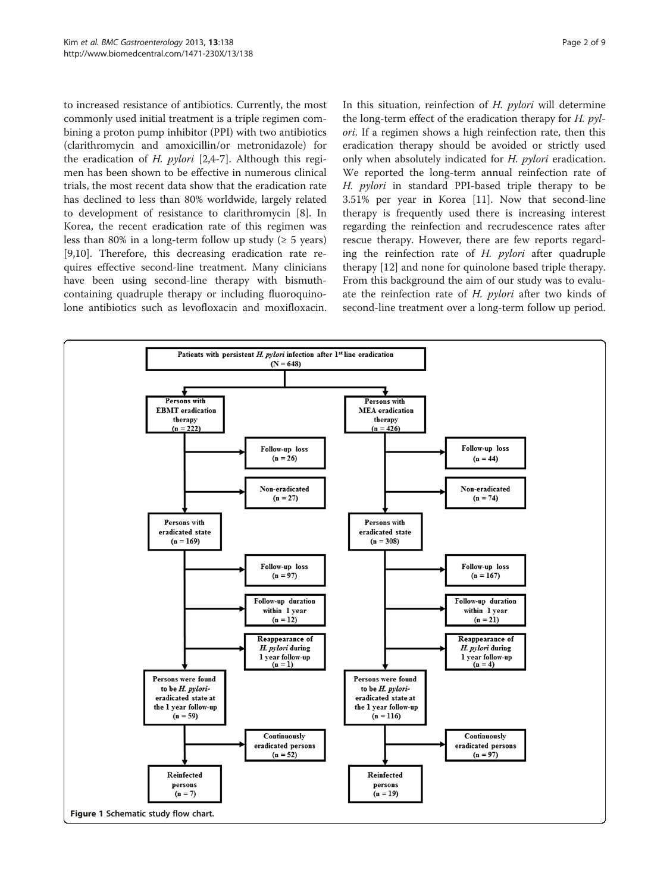to increased resistance of antibiotics. Currently, the most commonly used initial treatment is a triple regimen combining a proton pump inhibitor (PPI) with two antibiotics (clarithromycin and amoxicillin/or metronidazole) for the eradication of *H. pylori* [2,4-7]. Although this regimen has been shown to be effective in numerous clinical trials, the most recent data show that the eradication rate has declined to less than 80% worldwide, largely related to development of resistance to clarithromycin [8]. In Korea, the recent eradication rate of this regimen was less than 80% in a long-term follow up study (≥ 5 years) [9,10]. Therefore, this decreasing eradication rate requires effective second-line treatment. Many clinicians have been using second-line therapy with bismuth-containing quadruple therapy or including fluoroquinolone antibiotics such as levofloxacin and moxifloxacin. In this situation, reinfection of *H. pylori* will determine the long-term effect of the eradication therapy for *H. pylori*. If a regimen shows a high reinfection rate, then this eradication therapy should be avoided or strictly used only when absolutely indicated for *H. pylori* eradication. We reported the long-term annual reinfection rate of *H. pylori* in standard PPI-based triple therapy to be 3.51% per year in Korea [11]. Now that second-line therapy is frequently used there is increasing interest regarding the reinfection and recrudescence rates after rescue therapy. However, there are few reports regarding the reinfection rate of *H. pylori* after quadruple therapy [12] and none for quinolone based triple therapy. From this background the aim of our study was to evaluate the reinfection rate of *H. pylori* after two kinds of second-line treatment over a long-term follow up period.

Patients with persistent *H. pylori* infection after 1st line eradication (N = 648)

- Persons with EBMT eradication therapy (n = 222)
  - Follow-up loss (n = 26)
  - Non-eradicated (n = 27)
  - Persons with eradicated state (n = 169)
    - Follow-up loss (n = 97)
    - Follow-up duration within 1 year (n = 12)
    - Reappearance of *H. pylori* during 1 year follow-up (n = 1)
    - Persons were found to be *H. pylori*-eradicated state at the 1 year follow-up (n = 59)
      - Continuously eradicated persons (n = 52)
      - Reinfected persons (n = 7)
- Persons with MEA eradication therapy (n = 426)
  - Follow-up loss (n = 44)
  - Non-eradicated (n = 74)
  - Persons with eradicated state (n = 308)
    - Follow-up loss (n = 167)
    - Follow-up duration within 1 year (n = 21)
    - Reappearance of *H. pylori* during 1 year follow-up (n = 4)
    - Persons were found to be *H. pylori*-eradicated state at the 1 year follow-up (n = 116)
      - Continuously eradicated persons (n = 97)
      - Reinfected persons (n = 19)

**Figure 1** Schematic study flow chart.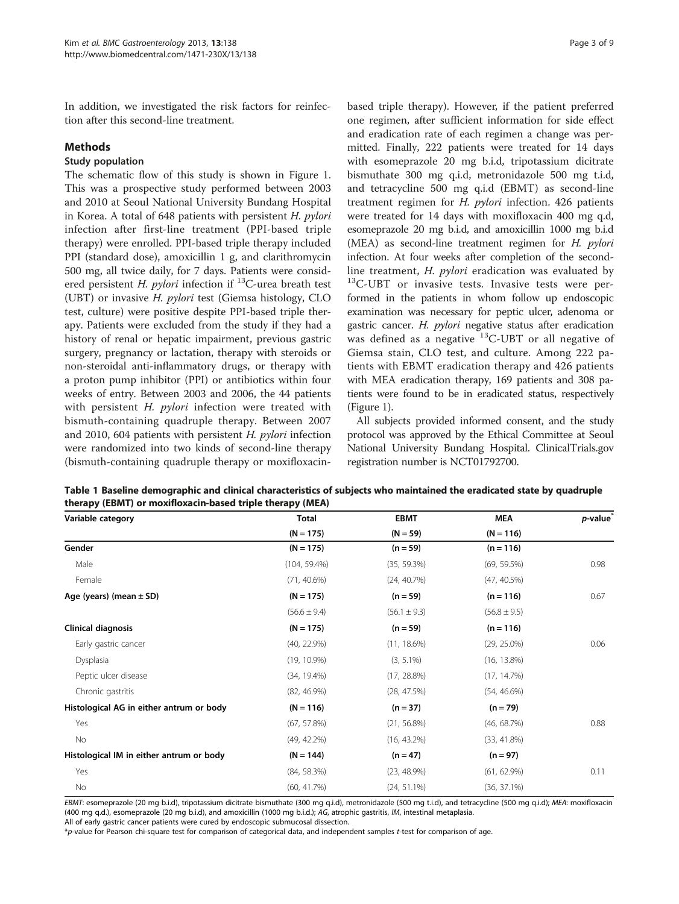In addition, we investigated the risk factors for reinfection after this second-line treatment.

## Methods

### Study population

The schematic flow of this study is shown in Figure 1. This was a prospective study performed between 2003 and 2010 at Seoul National University Bundang Hospital in Korea. A total of 648 patients with persistent *H. pylori* infection after first-line treatment (PPI-based triple therapy) were enrolled. PPI-based triple therapy included PPI (standard dose), amoxicillin 1 g, and clarithromycin 500 mg, all twice daily, for 7 days. Patients were considered persistent *H. pylori* infection if $^{13}$C-urea breath test (UBT) or invasive *H. pylori* test (Giemsa histology, CLO test, culture) were positive despite PPI-based triple therapy. Patients were excluded from the study if they had a history of renal or hepatic impairment, previous gastric surgery, pregnancy or lactation, therapy with steroids or non-steroidal anti-inflammatory drugs, or therapy with a proton pump inhibitor (PPI) or antibiotics within four weeks of entry. Between 2003 and 2006, the 44 patients with persistent *H. pylori* infection were treated with bismuth-containing quadruple therapy. Between 2007 and 2010, 604 patients with persistent *H. pylori* infection were randomized into two kinds of second-line therapy (bismuth-containing quadruple therapy or moxifloxacin-based triple therapy). However, if the patient preferred one regimen, after sufficient information for side effect and eradication rate of each regimen a change was permitted. Finally, 222 patients were treated for 14 days with esomeprazole 20 mg b.i.d, tripotassium dicitrate bismuthate 300 mg q.i.d, metronidazole 500 mg t.i.d, and tetracycline 500 mg q.i.d (EBMT) as second-line treatment regimen for *H. pylori* infection. 426 patients were treated for 14 days with moxifloxacin 400 mg q.d, esomeprazole 20 mg b.i.d, and amoxicillin 1000 mg b.i.d (MEA) as second-line treatment regimen for *H. pylori* infection. At four weeks after completion of the second-line treatment, *H. pylori* eradication was evaluated by $^{13}$C-UBT or invasive tests. Invasive tests were performed in the patients in whom follow up endoscopic examination was necessary for peptic ulcer, adenoma or gastric cancer. *H. pylori* negative status after eradication was defined as a negative $^{13}$C-UBT or all negative of Giemsa stain, CLO test, and culture. Among 222 patients with EBMT eradication therapy and 426 patients with MEA eradication therapy, 169 patients and 308 patients were found to be in eradicated status, respectively (Figure 1).

All subjects provided informed consent, and the study protocol was approved by the Ethical Committee at Seoul National University Bundang Hospital. ClinicalTrials.gov registration number is NCT01792700.

**Table 1 Baseline demographic and clinical characteristics of subjects who maintained the eradicated state by quadruple therapy (EBMT) or moxifloxacin-based triple therapy (MEA)**

| Variable category | Total (N = 175) | EBMT (N = 59) | MEA (N = 116) | *p*-value* |
|---|---|---|---|---|
| **Gender** | **(N = 175)** | **(n = 59)** | **(n = 116)** | |
| Male | (104, 59.4%) | (35, 59.3%) | (69, 59.5%) | 0.98 |
| Female | (71, 40.6%) | (24, 40.7%) | (47, 40.5%) | |
| **Age (years) (mean ± SD)** | **(N = 175)** | **(n = 59)** | **(n = 116)** | 0.67 |
| | (56.6 ± 9.4) | (56.1 ± 9.3) | (56.8 ± 9.5) | |
| **Clinical diagnosis** | **(N = 175)** | **(n = 59)** | **(n = 116)** | |
| Early gastric cancer | (40, 22.9%) | (11, 18.6%) | (29, 25.0%) | 0.06 |
| Dysplasia | (19, 10.9%) | (3, 5.1%) | (16, 13.8%) | |
| Peptic ulcer disease | (34, 19.4%) | (17, 28.8%) | (17, 14.7%) | |
| Chronic gastritis | (82, 46.9%) | (28, 47.5%) | (54, 46.6%) | |
| **Histological AG in either antrum or body** | **(N = 116)** | **(n = 37)** | **(n = 79)** | |
| Yes | (67, 57.8%) | (21, 56.8%) | (46, 68.7%) | 0.88 |
| No | (49, 42.2%) | (16, 43.2%) | (33, 41.8%) | |
| **Histological IM in either antrum or body** | **(N = 144)** | **(n = 47)** | **(n = 97)** | |
| Yes | (84, 58.3%) | (23, 48.9%) | (61, 62.9%) | 0.11 |
| No | (60, 41.7%) | (24, 51.1%) | (36, 37.1%) | |

*EBMT*: esomeprazole (20 mg b.i.d), tripotassium dicitrate bismuthate (300 mg q.i.d), metronidazole (500 mg t.i.d), and tetracycline (500 mg q.i.d); *MEA*: moxifloxacin (400 mg q.d.), esomeprazole (20 mg b.i.d), and amoxicillin (1000 mg b.i.d.); *AG*, atrophic gastritis, *IM*, intestinal metaplasia.
All of early gastric cancer patients were cured by endoscopic submucosal dissection.
**p*-value for Pearson chi-square test for comparison of categorical data, and independent samples *t*-test for comparison of age.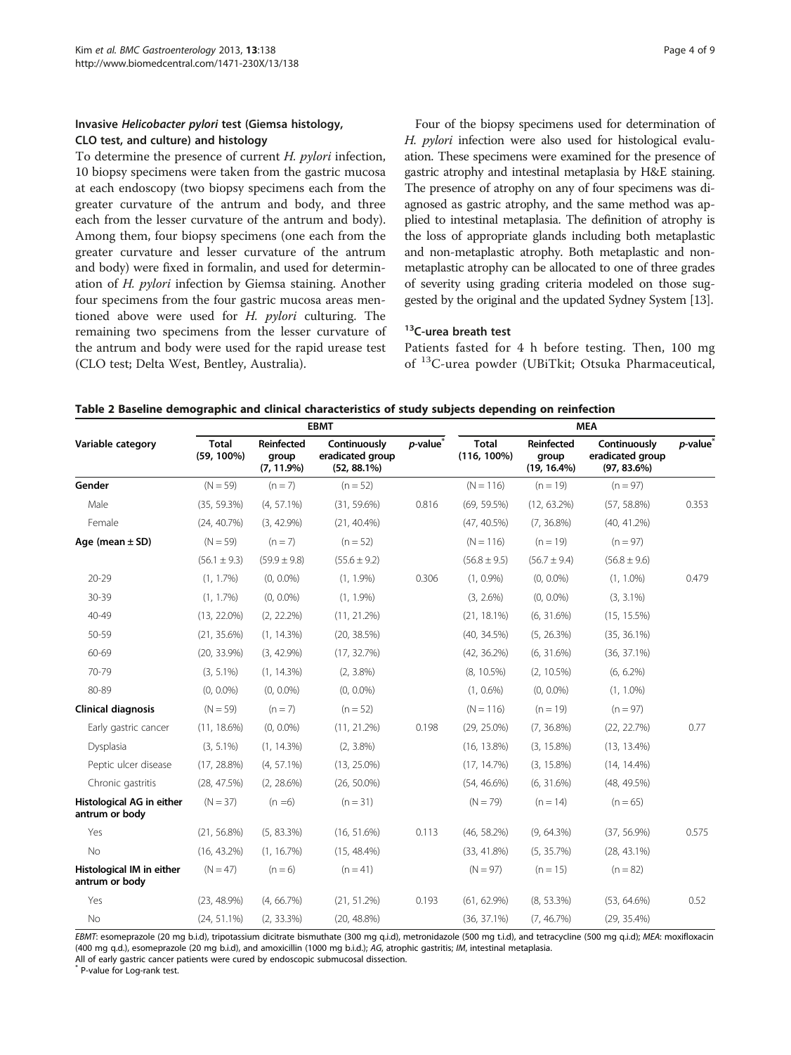### Invasive *Helicobacter pylori* test (Giemsa histology, CLO test, and culture) and histology

To determine the presence of current *H. pylori* infection, 10 biopsy specimens were taken from the gastric mucosa at each endoscopy (two biopsy specimens each from the greater curvature of the antrum and body, and three each from the lesser curvature of the antrum and body). Among them, four biopsy specimens (one each from the greater curvature and lesser curvature of the antrum and body) were fixed in formalin, and used for determination of *H. pylori* infection by Giemsa staining. Another four specimens from the four gastric mucosa areas mentioned above were used for *H. pylori* culturing. The remaining two specimens from the lesser curvature of the antrum and body were used for the rapid urease test (CLO test; Delta West, Bentley, Australia).

Four of the biopsy specimens used for determination of *H. pylori* infection were also used for histological evaluation. These specimens were examined for the presence of gastric atrophy and intestinal metaplasia by H&E staining. The presence of atrophy on any of four specimens was diagnosed as gastric atrophy, and the same method was applied to intestinal metaplasia. The definition of atrophy is the loss of appropriate glands including both metaplastic and non-metaplastic atrophy. Both metaplastic and non-metaplastic atrophy can be allocated to one of three grades of severity using grading criteria modeled on those suggested by the original and the updated Sydney System [13].

### $^{13}$C-urea breath test

Patients fasted for 4 h before testing. Then, 100 mg of $^{13}$C-urea powder (UBiTkit; Otsuka Pharmaceutical,

**Table 2 Baseline demographic and clinical characteristics of study subjects depending on reinfection**

| Variable category | EBMT | | | | MEA | | | |
|---|---|---|---|---|---|---|---|---|
| | Total (59, 100%) | Reinfected group (7, 11.9%) | Continuously eradicated group (52, 88.1%) | p-value* | Total (116, 100%) | Reinfected group (19, 16.4%) | Continuously eradicated group (97, 83.6%) | p-value* |
| **Gender** | (N = 59) | (n = 7) | (n = 52) | | (N = 116) | (n = 19) | (n = 97) | |
| Male | (35, 59.3%) | (4, 57.1%) | (31, 59.6%) | 0.816 | (69, 59.5%) | (12, 63.2%) | (57, 58.8%) | 0.353 |
| Female | (24, 40.7%) | (3, 42.9%) | (21, 40.4%) | | (47, 40.5%) | (7, 36.8%) | (40, 41.2%) | |
| **Age (mean ± SD)** | (N = 59) | (n = 7) | (n = 52) | | (N = 116) | (n = 19) | (n = 97) | |
| | (56.1 ± 9.3) | (59.9 ± 9.8) | (55.6 ± 9.2) | | (56.8 ± 9.5) | (56.7 ± 9.4) | (56.8 ± 9.6) | |
| 20-29 | (1, 1.7%) | (0, 0.0%) | (1, 1.9%) | 0.306 | (1, 0.9%) | (0, 0.0%) | (1, 1.0%) | 0.479 |
| 30-39 | (1, 1.7%) | (0, 0.0%) | (1, 1.9%) | | (3, 2.6%) | (0, 0.0%) | (3, 3.1%) | |
| 40-49 | (13, 22.0%) | (2, 22.2%) | (11, 21.2%) | | (21, 18.1%) | (6, 31.6%) | (15, 15.5%) | |
| 50-59 | (21, 35.6%) | (1, 14.3%) | (20, 38.5%) | | (40, 34.5%) | (5, 26.3%) | (35, 36.1%) | |
| 60-69 | (20, 33.9%) | (3, 42.9%) | (17, 32.7%) | | (42, 36.2%) | (6, 31.6%) | (36, 37.1%) | |
| 70-79 | (3, 5.1%) | (1, 14.3%) | (2, 3.8%) | | (8, 10.5%) | (2, 10.5%) | (6, 6.2%) | |
| 80-89 | (0, 0.0%) | (0, 0.0%) | (0, 0.0%) | | (1, 0.6%) | (0, 0.0%) | (1, 1.0%) | |
| **Clinical diagnosis** | (N = 59) | (n = 7) | (n = 52) | | (N = 116) | (n = 19) | (n = 97) | |
| Early gastric cancer | (11, 18.6%) | (0, 0.0%) | (11, 21.2%) | 0.198 | (29, 25.0%) | (7, 36.8%) | (22, 22.7%) | 0.77 |
| Dysplasia | (3, 5.1%) | (1, 14.3%) | (2, 3.8%) | | (16, 13.8%) | (3, 15.8%) | (13, 13.4%) | |
| Peptic ulcer disease | (17, 28.8%) | (4, 57.1%) | (13, 25.0%) | | (17, 14.7%) | (3, 15.8%) | (14, 14.4%) | |
| Chronic gastritis | (28, 47.5%) | (2, 28.6%) | (26, 50.0%) | | (54, 46.6%) | (6, 31.6%) | (48, 49.5%) | |
| **Histological AG in either antrum or body** | (N = 37) | (n =6) | (n = 31) | | (N = 79) | (n = 14) | (n = 65) | |
| Yes | (21, 56.8%) | (5, 83.3%) | (16, 51.6%) | 0.113 | (46, 58.2%) | (9, 64.3%) | (37, 56.9%) | 0.575 |
| No | (16, 43.2%) | (1, 16.7%) | (15, 48.4%) | | (33, 41.8%) | (5, 35.7%) | (28, 43.1%) | |
| **Histological IM in either antrum or body** | (N = 47) | (n = 6) | (n = 41) | | (N = 97) | (n = 15) | (n = 82) | |
| Yes | (23, 48.9%) | (4, 66.7%) | (21, 51.2%) | 0.193 | (61, 62.9%) | (8, 53.3%) | (53, 64.6%) | 0.52 |
| No | (24, 51.1%) | (2, 33.3%) | (20, 48.8%) | | (36, 37.1%) | (7, 46.7%) | (29, 35.4%) | |

*EBMT*: esomeprazole (20 mg b.i.d), tripotassium dicitrate bismuthate (300 mg q.i.d), metronidazole (500 mg t.i.d), and tetracycline (500 mg q.i.d); *MEA*: moxifloxacin (400 mg q.d.), esomeprazole (20 mg b.i.d), and amoxicillin (1000 mg b.i.d.); *AG*, atrophic gastritis; *IM*, intestinal metaplasia.
All of early gastric cancer patients were cured by endoscopic submucosal dissection.
* P-value for Log-rank test.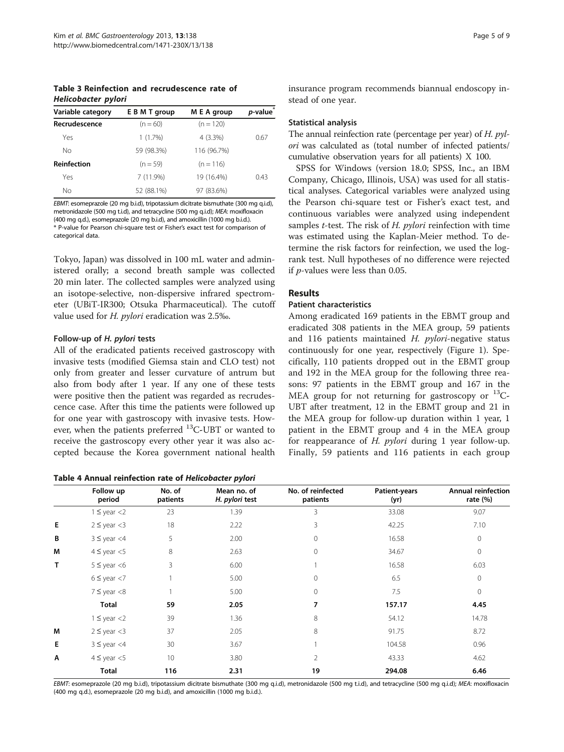**Table 3 Reinfection and recrudescence rate of *Helicobacter pylori***

| Variable category | E B M T group | M E A group | *p*-value* |
|---|---|---|---|
| **Recrudescence** | (n = 60) | (n = 120) | |
| Yes | 1 (1.7%) | 4 (3.3%) | 0.67 |
| No | 59 (98.3%) | 116 (96.7%) | |
| **Reinfection** | (n = 59) | (n = 116) | |
| Yes | 7 (11.9%) | 19 (16.4%) | 0.43 |
| No | 52 (88.1%) | 97 (83.6%) | |

*EBMT*: esomeprazole (20 mg b.i.d), tripotassium dicitrate bismuthate (300 mg q.i.d), metronidazole (500 mg t.i.d), and tetracycline (500 mg q.i.d); *MEA*: moxifloxacin (400 mg q.d.), esomeprazole (20 mg b.i.d), and amoxicillin (1000 mg b.i.d.).
* P-value for Pearson chi-square test or Fisher's exact test for comparison of categorical data.

Tokyo, Japan) was dissolved in 100 mL water and administered orally; a second breath sample was collected 20 min later. The collected samples were analyzed using an isotope-selective, non-dispersive infrared spectrometer (UBiT-IR300; Otsuka Pharmaceutical). The cutoff value used for *H. pylori* eradication was 2.5‰.

#### Follow-up of *H. pylori* tests

All of the eradicated patients received gastroscopy with invasive tests (modified Giemsa stain and CLO test) not only from greater and lesser curvature of antrum but also from body after 1 year. If any one of these tests were positive then the patient was regarded as recrudescence case. After this time the patients were followed up for one year with gastroscopy with invasive tests. However, when the patients preferred $^{13}$C-UBT or wanted to receive the gastroscopy every other year it was also accepted because the Korea government national health insurance program recommends biannual endoscopy instead of one year.

#### Statistical analysis

The annual reinfection rate (percentage per year) of *H. pylori* was calculated as (total number of infected patients/ cumulative observation years for all patients) X 100.

SPSS for Windows (version 18.0; SPSS, Inc., an IBM Company, Chicago, Illinois, USA) was used for all statistical analyses. Categorical variables were analyzed using the Pearson chi-square test or Fisher's exact test, and continuous variables were analyzed using independent samples *t*-test. The risk of *H. pylori* reinfection with time was estimated using the Kaplan-Meier method. To determine the risk factors for reinfection, we used the log-rank test. Null hypotheses of no difference were rejected if *p*-values were less than 0.05.

## Results

#### Patient characteristics

Among eradicated 169 patients in the EBMT group and eradicated 308 patients in the MEA group, 59 patients and 116 patients maintained *H. pylori*-negative status continuously for one year, respectively (Figure 1). Specifically, 110 patients dropped out in the EBMT group and 192 in the MEA group for the following three reasons: 97 patients in the EBMT group and 167 in the MEA group for not returning for gastroscopy or $^{13}$C-UBT after treatment, 12 in the EBMT group and 21 in the MEA group for follow-up duration within 1 year, 1 patient in the EBMT group and 4 in the MEA group for reappearance of *H. pylori* during 1 year follow-up. Finally, 59 patients and 116 patients in each group

**Table 4 Annual reinfection rate of *Helicobacter pylori***

| | Follow up period | No. of patients | Mean no. of *H. pylori* test | No. of reinfected patients | Patient-years (yr) | Annual reinfection rate (%) |
|---|---|---|---|---|---|---|
| | 1 ≤ year <2 | 23 | 1.39 | 3 | 33.08 | 9.07 |
| E | 2 ≤ year <3 | 18 | 2.22 | 3 | 42.25 | 7.10 |
| B | 3 ≤ year <4 | 5 | 2.00 | 0 | 16.58 | 0 |
| M | 4 ≤ year <5 | 8 | 2.63 | 0 | 34.67 | 0 |
| T | 5 ≤ year <6 | 3 | 6.00 | 1 | 16.58 | 6.03 |
| | 6 ≤ year <7 | 1 | 5.00 | 0 | 6.5 | 0 |
| | 7 ≤ year <8 | 1 | 5.00 | 0 | 7.5 | 0 |
| | **Total** | **59** | **2.05** | **7** | **157.17** | **4.45** |
| | 1 ≤ year <2 | 39 | 1.36 | 8 | 54.12 | 14.78 |
| M | 2 ≤ year <3 | 37 | 2.05 | 8 | 91.75 | 8.72 |
| E | 3 ≤ year <4 | 30 | 3.67 | 1 | 104.58 | 0.96 |
| A | 4 ≤ year <5 | 10 | 3.80 | 2 | 43.33 | 4.62 |
| | **Total** | **116** | **2.31** | **19** | **294.08** | **6.46** |

*EBMT*: esomeprazole (20 mg b.i.d), tripotassium dicitrate bismuthate (300 mg q.i.d), metronidazole (500 mg t.i.d), and tetracycline (500 mg q.i.d); *MEA*: moxifloxacin (400 mg q.d.), esomeprazole (20 mg b.i.d), and amoxicillin (1000 mg b.i.d.).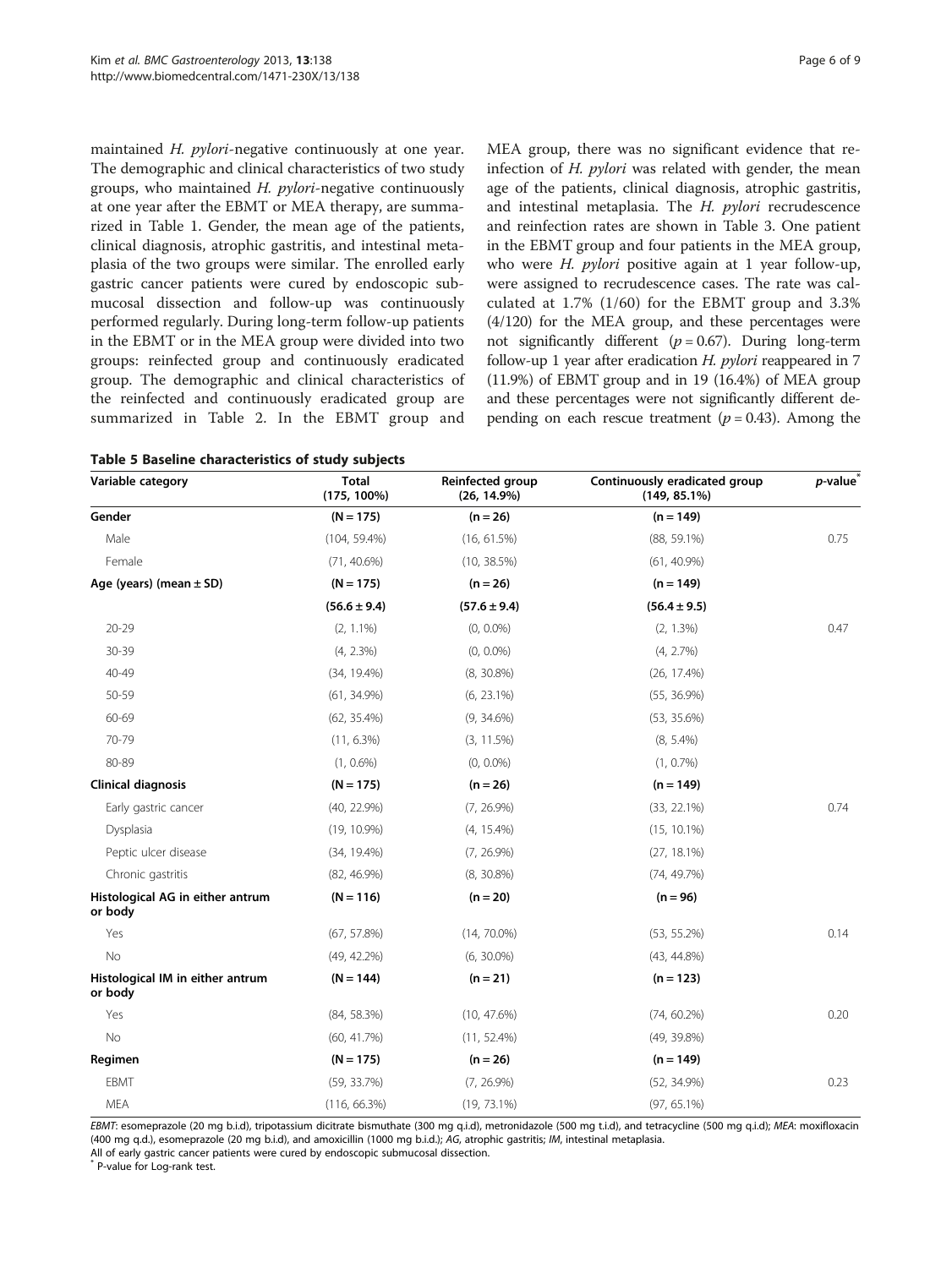maintained *H. pylori*-negative continuously at one year. The demographic and clinical characteristics of two study groups, who maintained *H. pylori*-negative continuously at one year after the EBMT or MEA therapy, are summarized in Table 1. Gender, the mean age of the patients, clinical diagnosis, atrophic gastritis, and intestinal metaplasia of the two groups were similar. The enrolled early gastric cancer patients were cured by endoscopic submucosal dissection and follow-up was continuously performed regularly. During long-term follow-up patients in the EBMT or in the MEA group were divided into two groups: reinfected group and continuously eradicated group. The demographic and clinical characteristics of the reinfected and continuously eradicated group are summarized in Table 2. In the EBMT group and MEA group, there was no significant evidence that reinfection of *H. pylori* was related with gender, the mean age of the patients, clinical diagnosis, atrophic gastritis, and intestinal metaplasia. The *H. pylori* recrudescence and reinfection rates are shown in Table 3. One patient in the EBMT group and four patients in the MEA group, who were *H. pylori* positive again at 1 year follow-up, were assigned to recrudescence cases. The rate was calculated at 1.7% (1/60) for the EBMT group and 3.3% (4/120) for the MEA group, and these percentages were not significantly different ($p = 0.67$). During long-term follow-up 1 year after eradication *H. pylori* reappeared in 7 (11.9%) of EBMT group and in 19 (16.4%) of MEA group and these percentages were not significantly different depending on each rescue treatment ($p = 0.43$). Among the

**Table 5 Baseline characteristics of study subjects**

| Variable category | Total (175, 100%) | Reinfected group (26, 14.9%) | Continuously eradicated group (149, 85.1%) | *p*-value* |
|---|---|---|---|---|
| **Gender** | **(N = 175)** | **(n = 26)** | **(n = 149)** | |
| Male | (104, 59.4%) | (16, 61.5%) | (88, 59.1%) | 0.75 |
| Female | (71, 40.6%) | (10, 38.5%) | (61, 40.9%) | |
| **Age (years) (mean ± SD)** | **(N = 175)** | **(n = 26)** | **(n = 149)** | |
| | **(56.6 ± 9.4)** | **(57.6 ± 9.4)** | **(56.4 ± 9.5)** | |
| 20-29 | (2, 1.1%) | (0, 0.0%) | (2, 1.3%) | 0.47 |
| 30-39 | (4, 2.3%) | (0, 0.0%) | (4, 2.7%) | |
| 40-49 | (34, 19.4%) | (8, 30.8%) | (26, 17.4%) | |
| 50-59 | (61, 34.9%) | (6, 23.1%) | (55, 36.9%) | |
| 60-69 | (62, 35.4%) | (9, 34.6%) | (53, 35.6%) | |
| 70-79 | (11, 6.3%) | (3, 11.5%) | (8, 5.4%) | |
| 80-89 | (1, 0.6%) | (0, 0.0%) | (1, 0.7%) | |
| **Clinical diagnosis** | **(N = 175)** | **(n = 26)** | **(n = 149)** | |
| Early gastric cancer | (40, 22.9%) | (7, 26.9%) | (33, 22.1%) | 0.74 |
| Dysplasia | (19, 10.9%) | (4, 15.4%) | (15, 10.1%) | |
| Peptic ulcer disease | (34, 19.4%) | (7, 26.9%) | (27, 18.1%) | |
| Chronic gastritis | (82, 46.9%) | (8, 30.8%) | (74, 49.7%) | |
| **Histological AG in either antrum or body** | **(N = 116)** | **(n = 20)** | **(n = 96)** | |
| Yes | (67, 57.8%) | (14, 70.0%) | (53, 55.2%) | 0.14 |
| No | (49, 42.2%) | (6, 30.0%) | (43, 44.8%) | |
| **Histological IM in either antrum or body** | **(N = 144)** | **(n = 21)** | **(n = 123)** | |
| Yes | (84, 58.3%) | (10, 47.6%) | (74, 60.2%) | 0.20 |
| No | (60, 41.7%) | (11, 52.4%) | (49, 39.8%) | |
| **Regimen** | **(N = 175)** | **(n = 26)** | **(n = 149)** | |
| EBMT | (59, 33.7%) | (7, 26.9%) | (52, 34.9%) | 0.23 |
| MEA | (116, 66.3%) | (19, 73.1%) | (97, 65.1%) | |

*EBMT*: esomeprazole (20 mg b.i.d), tripotassium dicitrate bismuthate (300 mg q.i.d), metronidazole (500 mg t.i.d), and tetracycline (500 mg q.i.d); *MEA*: moxifloxacin (400 mg q.d.), esomeprazole (20 mg b.i.d), and amoxicillin (1000 mg b.i.d.); *AG*, atrophic gastritis; *IM*, intestinal metaplasia.
All of early gastric cancer patients were cured by endoscopic submucosal dissection.
* P-value for Log-rank test.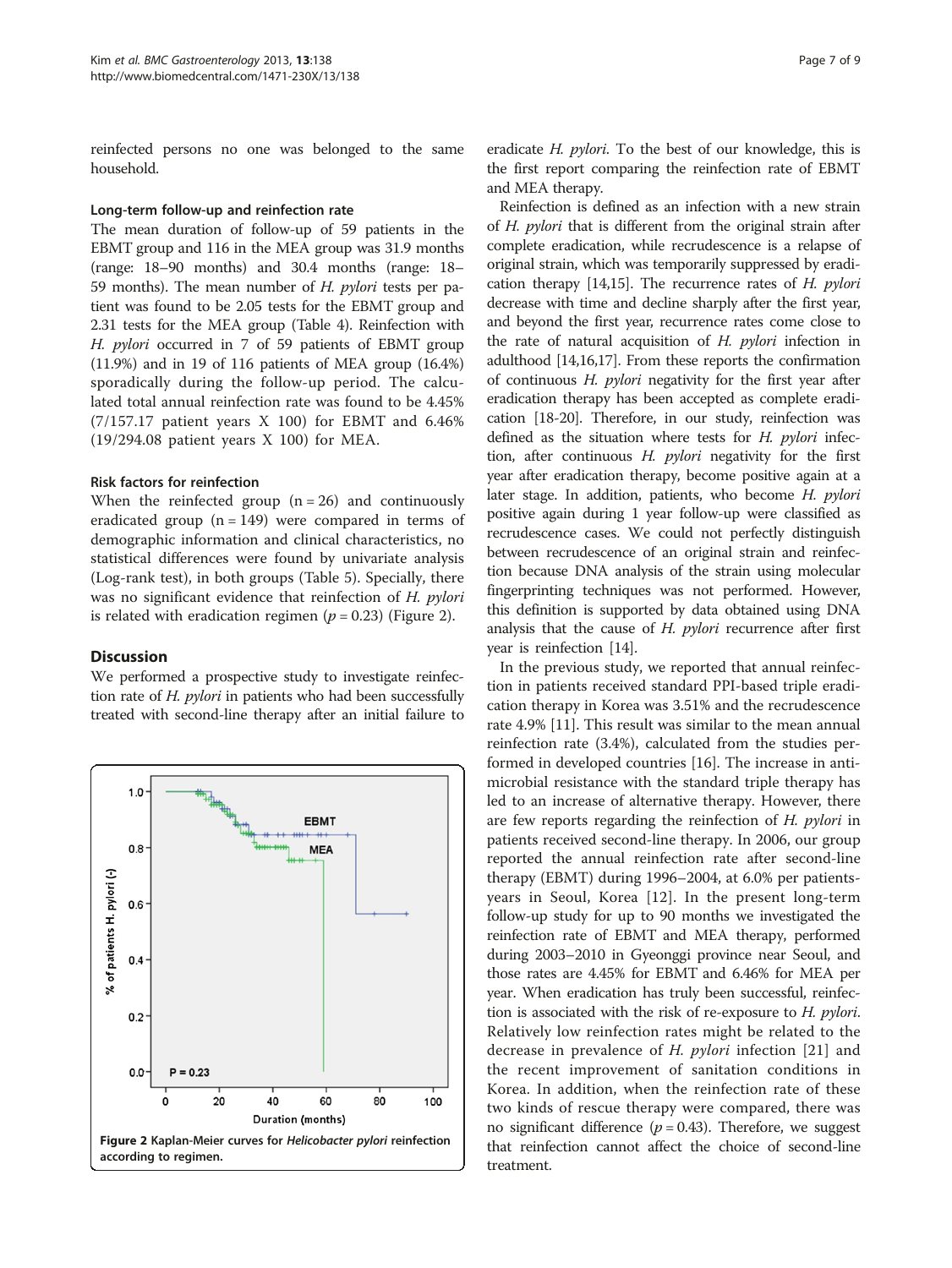reinfected persons no one was belonged to the same household.

### Long-term follow-up and reinfection rate

The mean duration of follow-up of 59 patients in the EBMT group and 116 in the MEA group was 31.9 months (range: 18–90 months) and 30.4 months (range: 18–59 months). The mean number of *H. pylori* tests per patient was found to be 2.05 tests for the EBMT group and 2.31 tests for the MEA group (Table 4). Reinfection with *H. pylori* occurred in 7 of 59 patients of EBMT group (11.9%) and in 19 of 116 patients of MEA group (16.4%) sporadically during the follow-up period. The calculated total annual reinfection rate was found to be 4.45% (7/157.17 patient years X 100) for EBMT and 6.46% (19/294.08 patient years X 100) for MEA.

### Risk factors for reinfection

When the reinfected group (n = 26) and continuously eradicated group (n = 149) were compared in terms of demographic information and clinical characteristics, no statistical differences were found by univariate analysis (Log-rank test), in both groups (Table 5). Specially, there was no significant evidence that reinfection of *H. pylori* is related with eradication regimen ($p = 0.23$) (Figure 2).

## Discussion

We performed a prospective study to investigate reinfection rate of *H. pylori* in patients who had been successfully treated with second-line therapy after an initial failure to eradicate *H. pylori*. To the best of our knowledge, this is the first report comparing the reinfection rate of EBMT and MEA therapy.

Figure 2 Kaplan-Meier curves for *Helicobacter pylori* reinfection according to regimen.

Reinfection is defined as an infection with a new strain of *H. pylori* that is different from the original strain after complete eradication, while recrudescence is a relapse of original strain, which was temporarily suppressed by eradication therapy [14,15]. The recurrence rates of *H. pylori* decrease with time and decline sharply after the first year, and beyond the first year, recurrence rates come close to the rate of natural acquisition of *H. pylori* infection in adulthood [14,16,17]. From these reports the confirmation of continuous *H. pylori* negativity for the first year after eradication therapy has been accepted as complete eradication [18-20]. Therefore, in our study, reinfection was defined as the situation where tests for *H. pylori* infection, after continuous *H. pylori* negativity for the first year after eradication therapy, become positive again at a later stage. In addition, patients, who become *H. pylori* positive again during 1 year follow-up were classified as recrudescence cases. We could not perfectly distinguish between recrudescence of an original strain and reinfection because DNA analysis of the strain using molecular fingerprinting techniques was not performed. However, this definition is supported by data obtained using DNA analysis that the cause of *H. pylori* recurrence after first year is reinfection [14].

In the previous study, we reported that annual reinfection in patients received standard PPI-based triple eradication therapy in Korea was 3.51% and the recrudescence rate 4.9% [11]. This result was similar to the mean annual reinfection rate (3.4%), calculated from the studies performed in developed countries [16]. The increase in antimicrobial resistance with the standard triple therapy has led to an increase of alternative therapy. However, there are few reports regarding the reinfection of *H. pylori* in patients received second-line therapy. In 2006, our group reported the annual reinfection rate after second-line therapy (EBMT) during 1996–2004, at 6.0% per patients-years in Seoul, Korea [12]. In the present long-term follow-up study for up to 90 months we investigated the reinfection rate of EBMT and MEA therapy, performed during 2003–2010 in Gyeonggi province near Seoul, and those rates are 4.45% for EBMT and 6.46% for MEA per year. When eradication has truly been successful, reinfection is associated with the risk of re-exposure to *H. pylori*. Relatively low reinfection rates might be related to the decrease in prevalence of *H. pylori* infection [21] and the recent improvement of sanitation conditions in Korea. In addition, when the reinfection rate of these two kinds of rescue therapy were compared, there was no significant difference ($p = 0.43$). Therefore, we suggest that reinfection cannot affect the choice of second-line treatment.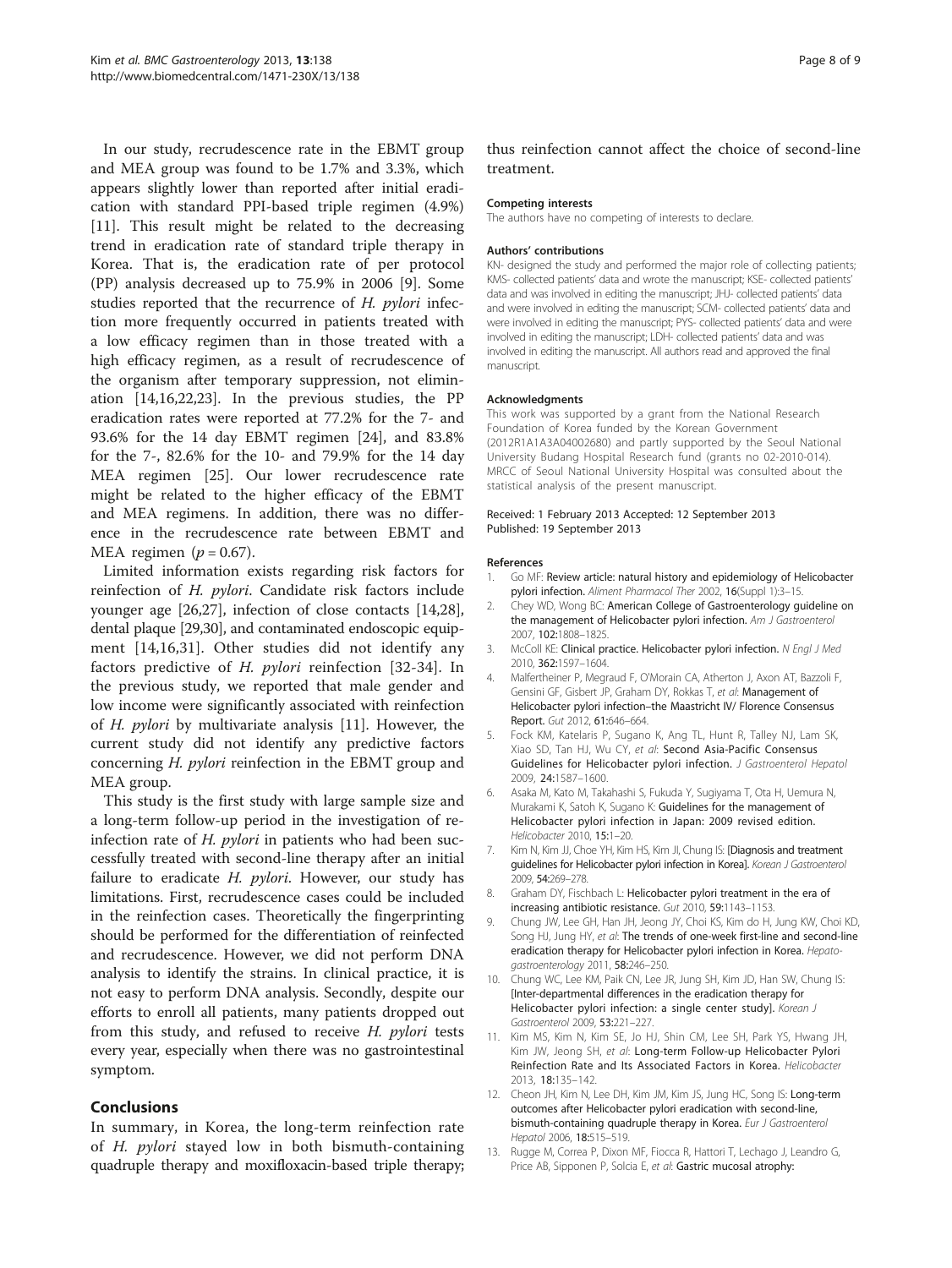In our study, recrudescence rate in the EBMT group and MEA group was found to be 1.7% and 3.3%, which appears slightly lower than reported after initial eradication with standard PPI-based triple regimen (4.9%) [11]. This result might be related to the decreasing trend in eradication rate of standard triple therapy in Korea. That is, the eradication rate of per protocol (PP) analysis decreased up to 75.9% in 2006 [9]. Some studies reported that the recurrence of *H. pylori* infection more frequently occurred in patients treated with a low efficacy regimen than in those treated with a high efficacy regimen, as a result of recrudescence of the organism after temporary suppression, not elimination [14,16,22,23]. In the previous studies, the PP eradication rates were reported at 77.2% for the 7- and 93.6% for the 14 day EBMT regimen [24], and 83.8% for the 7-, 82.6% for the 10- and 79.9% for the 14 day MEA regimen [25]. Our lower recrudescence rate might be related to the higher efficacy of the EBMT and MEA regimens. In addition, there was no difference in the recrudescence rate between EBMT and MEA regimen ($p = 0.67$).

Limited information exists regarding risk factors for reinfection of *H. pylori*. Candidate risk factors include younger age [26,27], infection of close contacts [14,28], dental plaque [29,30], and contaminated endoscopic equipment [14,16,31]. Other studies did not identify any factors predictive of *H. pylori* reinfection [32-34]. In the previous study, we reported that male gender and low income were significantly associated with reinfection of *H. pylori* by multivariate analysis [11]. However, the current study did not identify any predictive factors concerning *H. pylori* reinfection in the EBMT group and MEA group.

This study is the first study with large sample size and a long-term follow-up period in the investigation of reinfection rate of *H. pylori* in patients who had been successfully treated with second-line therapy after an initial failure to eradicate *H. pylori*. However, our study has limitations. First, recrudescence cases could be included in the reinfection cases. Theoretically the fingerprinting should be performed for the differentiation of reinfected and recrudescence. However, we did not perform DNA analysis to identify the strains. In clinical practice, it is not easy to perform DNA analysis. Secondly, despite our efforts to enroll all patients, many patients dropped out from this study, and refused to receive *H. pylori* tests every year, especially when there was no gastrointestinal symptom.

## Conclusions

In summary, in Korea, the long-term reinfection rate of *H. pylori* stayed low in both bismuth-containing quadruple therapy and moxifloxacin-based triple therapy; thus reinfection cannot affect the choice of second-line treatment.

#### Competing interests

The authors have no competing of interests to declare.

#### Authors' contributions

KN- designed the study and performed the major role of collecting patients; KMS- collected patients' data and wrote the manuscript; KSE- collected patients' data and was involved in editing the manuscript; JHJ- collected patients' data and were involved in editing the manuscript; SCM- collected patients' data and were involved in editing the manuscript; PYS- collected patients' data and were involved in editing the manuscript; LDH- collected patients' data and was involved in editing the manuscript. All authors read and approved the final manuscript.

#### Acknowledgments

This work was supported by a grant from the National Research Foundation of Korea funded by the Korean Government (2012R1A1A3A04002680) and partly supported by the Seoul National University Budang Hospital Research fund (grants no 02-2010-014). MRCC of Seoul National University Hospital was consulted about the statistical analysis of the present manuscript.

Received: 1 February 2013 Accepted: 12 September 2013
Published: 19 September 2013

#### References

1. Go MF: **Review article: natural history and epidemiology of Helicobacter pylori infection.** *Aliment Pharmacol Ther* 2002, **16**(Suppl 1):3–15.
2. Chey WD, Wong BC: **American College of Gastroenterology guideline on the management of Helicobacter pylori infection.** *Am J Gastroenterol* 2007, **102:**1808–1825.
3. McColl KE: **Clinical practice. Helicobacter pylori infection.** *N Engl J Med* 2010, **362:**1597–1604.
4. Malfertheiner P, Megraud F, O'Morain CA, Atherton J, Axon AT, Bazzoli F, Gensini GF, Gisbert JP, Graham DY, Rokkas T, *et al*: **Management of Helicobacter pylori infection–the Maastricht IV/ Florence Consensus Report.** *Gut* 2012, **61:**646–664.
5. Fock KM, Katelaris P, Sugano K, Ang TL, Hunt R, Talley NJ, Lam SK, Xiao SD, Tan HJ, Wu CY, *et al*: **Second Asia-Pacific Consensus Guidelines for Helicobacter pylori infection.** *J Gastroenterol Hepatol* 2009, **24:**1587–1600.
6. Asaka M, Kato M, Takahashi S, Fukuda Y, Sugiyama T, Ota H, Uemura N, Murakami K, Satoh K, Sugano K: **Guidelines for the management of Helicobacter pylori infection in Japan: 2009 revised edition.** *Helicobacter* 2010, **15:**1–20.
7. Kim N, Kim JJ, Choe YH, Kim HS, Kim JI, Chung IS: **[Diagnosis and treatment guidelines for Helicobacter pylori infection in Korea].** *Korean J Gastroenterol* 2009, **54:**269–278.
8. Graham DY, Fischbach L: **Helicobacter pylori treatment in the era of increasing antibiotic resistance.** *Gut* 2010, **59:**1143–1153.
9. Chung JW, Lee GH, Han JH, Jeong JY, Choi KS, Kim do H, Jung KW, Choi KD, Song HJ, Jung HY, *et al*: **The trends of one-week first-line and second-line eradication therapy for Helicobacter pylori infection in Korea.** *Hepato-gastroenterology* 2011, **58:**246–250.
10. Chung WC, Lee KM, Paik CN, Lee JR, Jung SH, Kim JD, Han SW, Chung IS: **[Inter-departmental differences in the eradication therapy for Helicobacter pylori infection: a single center study].** *Korean J Gastroenterol* 2009, **53:**221–227.
11. Kim MS, Kim N, Kim SE, Jo HJ, Shin CM, Lee SH, Park YS, Hwang JH, Kim JW, Jeong SH, *et al*: **Long-term Follow-up Helicobacter Pylori Reinfection Rate and Its Associated Factors in Korea.** *Helicobacter* 2013, **18:**135–142.
12. Cheon JH, Kim N, Lee DH, Kim JM, Kim JS, Jung HC, Song IS: **Long-term outcomes after Helicobacter pylori eradication with second-line, bismuth-containing quadruple therapy in Korea.** *Eur J Gastroenterol Hepatol* 2006, **18:**515–519.
13. Rugge M, Correa P, Dixon MF, Fiocca R, Hattori T, Lechago J, Leandro G, Price AB, Sipponen P, Solcia E, *et al*: **Gastric mucosal atrophy:**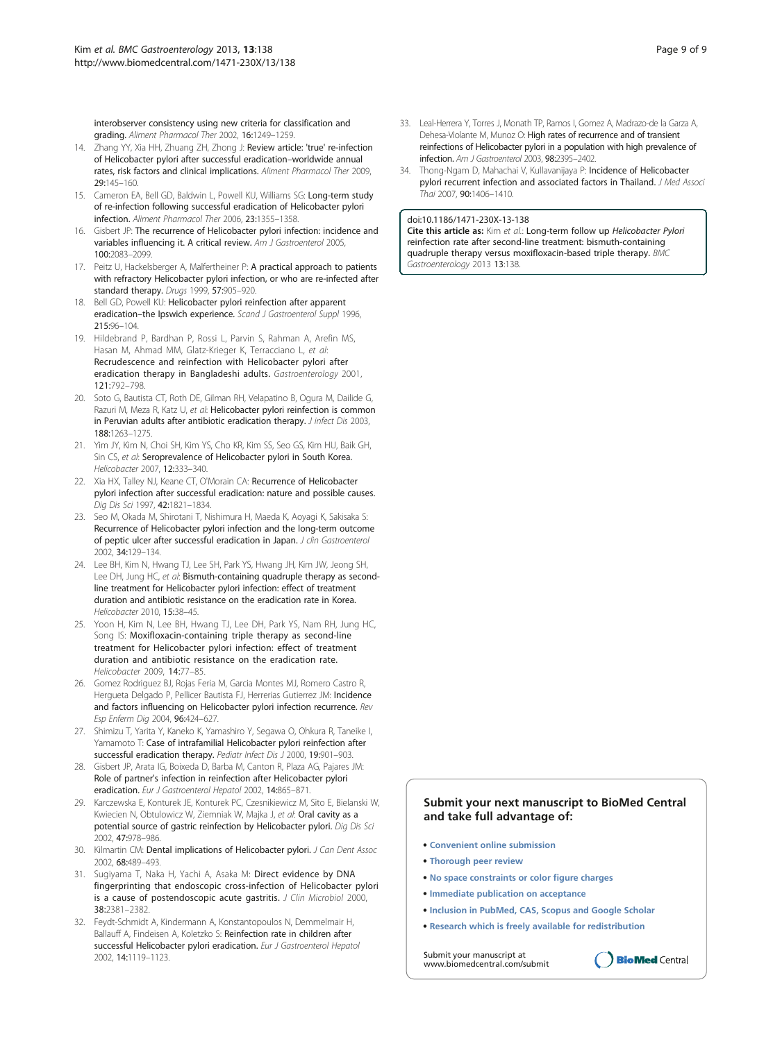interobserver consistency using new criteria for classification and grading. *Aliment Pharmacol Ther* 2002, **16**:1249–1259.

14. Zhang YY, Xia HH, Zhuang ZH, Zhong J: **Review article: 'true' re-infection of Helicobacter pylori after successful eradication–worldwide annual rates, risk factors and clinical implications.** *Aliment Pharmacol Ther* 2009, **29**:145–160.
15. Cameron EA, Bell GD, Baldwin L, Powell KU, Williams SG: **Long-term study of re-infection following successful eradication of Helicobacter pylori infection.** *Aliment Pharmacol Ther* 2006, **23**:1355–1358.
16. Gisbert JP: **The recurrence of Helicobacter pylori infection: incidence and variables influencing it. A critical review.** *Am J Gastroenterol* 2005, **100**:2083–2099.
17. Peitz U, Hackelsberger A, Malfertheiner P: **A practical approach to patients with refractory Helicobacter pylori infection, or who are re-infected after standard therapy.** *Drugs* 1999, **57**:905–920.
18. Bell GD, Powell KU: **Helicobacter pylori reinfection after apparent eradication–the Ipswich experience.** *Scand J Gastroenterol Suppl* 1996, **215**:96–104.
19. Hildebrand P, Bardhan P, Rossi L, Parvin S, Rahman A, Arefin MS, Hasan M, Ahmad MM, Glatz-Krieger K, Terracciano L, *et al*: **Recrudescence and reinfection with Helicobacter pylori after eradication therapy in Bangladeshi adults.** *Gastroenterology* 2001, **121**:792–798.
20. Soto G, Bautista CT, Roth DE, Gilman RH, Velapatino B, Ogura M, Dailide G, Razuri M, Meza R, Katz U, *et al*: **Helicobacter pylori reinfection is common in Peruvian adults after antibiotic eradication therapy.** *J infect Dis* 2003, **188**:1263–1275.
21. Yim JY, Kim N, Choi SH, Kim YS, Cho KR, Kim SS, Seo GS, Kim HU, Baik GH, Sin CS, *et al*: **Seroprevalence of Helicobacter pylori in South Korea.** *Helicobacter* 2007, **12**:333–340.
22. Xia HX, Talley NJ, Keane CT, O'Morain CA: **Recurrence of Helicobacter pylori infection after successful eradication: nature and possible causes.** *Dig Dis Sci* 1997, **42**:1821–1834.
23. Seo M, Okada M, Shirotani T, Nishimura H, Maeda K, Aoyagi K, Sakisaka S: **Recurrence of Helicobacter pylori infection and the long-term outcome of peptic ulcer after successful eradication in Japan.** *J clin Gastroenterol* 2002, **34**:129–134.
24. Lee BH, Kim N, Hwang TJ, Lee SH, Park YS, Hwang JH, Kim JW, Jeong SH, Lee DH, Jung HC, *et al*: **Bismuth-containing quadruple therapy as second-line treatment for Helicobacter pylori infection: effect of treatment duration and antibiotic resistance on the eradication rate in Korea.** *Helicobacter* 2010, **15**:38–45.
25. Yoon H, Kim N, Lee BH, Hwang TJ, Lee DH, Park YS, Nam RH, Jung HC, Song IS: **Moxifloxacin-containing triple therapy as second-line treatment for Helicobacter pylori infection: effect of treatment duration and antibiotic resistance on the eradication rate.** *Helicobacter* 2009, **14**:77–85.
26. Gomez Rodriguez BJ, Rojas Feria M, Garcia Montes MJ, Romero Castro R, Hergueta Delgado P, Pellicer Bautista FJ, Herrerias Gutierrez JM: **Incidence and factors influencing on Helicobacter pylori infection recurrence.** *Rev Esp Enferm Dig* 2004, **96**:424–627.
27. Shimizu T, Yarita Y, Kaneko K, Yamashiro Y, Segawa O, Ohkura R, Taneike I, Yamamoto T: **Case of intrafamilial Helicobacter pylori reinfection after successful eradication therapy.** *Pediatr Infect Dis J* 2000, **19**:901–903.
28. Gisbert JP, Arata IG, Boixeda D, Barba M, Canton R, Plaza AG, Pajares JM: **Role of partner's infection in reinfection after Helicobacter pylori eradication.** *Eur J Gastroenterol Hepatol* 2002, **14**:865–871.
29. Karczewska E, Konturek JE, Konturek PC, Czesnikiewicz M, Sito E, Bielanski W, Kwiecien N, Obtulowicz W, Ziemniak W, Majka J, *et al*: **Oral cavity as a potential source of gastric reinfection by Helicobacter pylori.** *Dig Dis Sci* 2002, **47**:978–986.
30. Kilmartin CM: **Dental implications of Helicobacter pylori.** *J Can Dent Assoc* 2002, **68**:489–493.
31. Sugiyama T, Naka H, Yachi A, Asaka M: **Direct evidence by DNA fingerprinting that endoscopic cross-infection of Helicobacter pylori is a cause of postendoscopic acute gastritis.** *J Clin Microbiol* 2000, **38**:2381–2382.
32. Feydt-Schmidt A, Kindermann A, Konstantopoulos N, Demmelmair H, Ballauff A, Findeisen A, Koletzko S: **Reinfection rate in children after successful Helicobacter pylori eradication.** *Eur J Gastroenterol Hepatol* 2002, **14**:1119–1123.
33. Leal-Herrera Y, Torres J, Monath TP, Ramos I, Gomez A, Madrazo-de la Garza A, Dehesa-Violante M, Munoz O: **High rates of recurrence and of transient reinfections of Helicobacter pylori in a population with high prevalence of infection.** *Am J Gastroenterol* 2003, **98**:2395–2402.
34. Thong-Ngam D, Mahachai V, Kullavanijaya P: **Incidence of Helicobacter pylori recurrent infection and associated factors in Thailand.** *J Med Associ Thai* 2007, **90**:1406–1410.

doi:10.1186/1471-230X-13-138

**Cite this article as:** Kim *et al.*: Long-term follow up *Helicobacter Pylori* reinfection rate after second-line treatment: bismuth-containing quadruple therapy versus moxifloxacin-based triple therapy. *BMC Gastroenterology* 2013 **13**:138.

**Submit your next manuscript to BioMed Central and take full advantage of:**

- **Convenient online submission**
- **Thorough peer review**
- **No space constraints or color figure charges**
- **Immediate publication on acceptance**
- **Inclusion in PubMed, CAS, Scopus and Google Scholar**
- **Research which is freely available for redistribution**

Submit your manuscript at www.biomedcentral.com/submit

BioMed Central